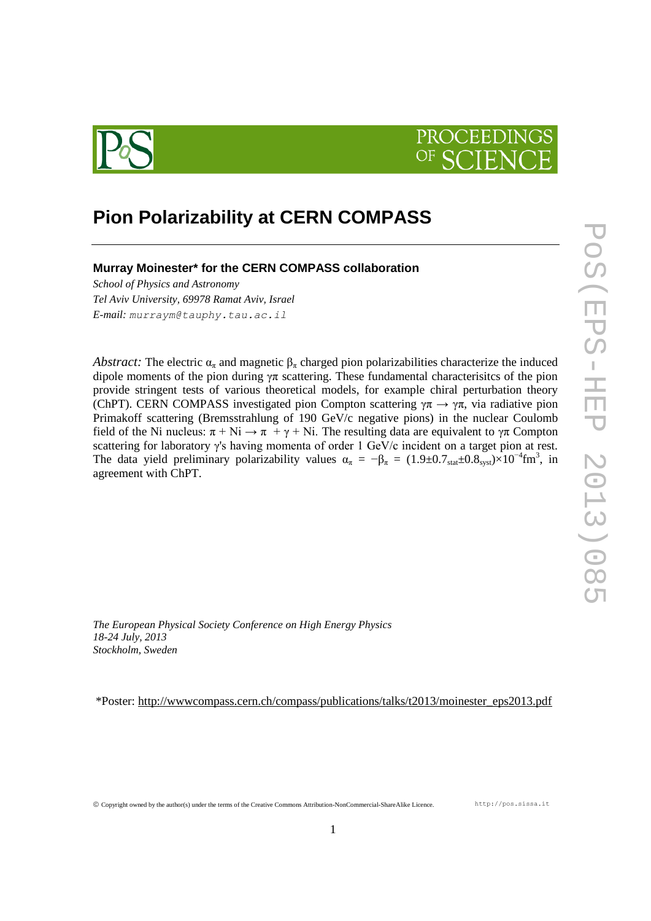# Pion Polarizability at CERN COMPASS

**Murray Moinester\* for the CERN COMPASS collaboration**

*School of Physics and Astronomy*
*Tel Aviv University, 69978 Ramat Aviv, Israel*
*E-mail:* murraym@tauphy.tau.ac.il

*Abstract:* The electric $\alpha_\pi$ and magnetic $\beta_\pi$ charged pion polarizabilities characterize the induced dipole moments of the pion during $\gamma\pi$ scattering. These fundamental characterisitcs of the pion provide stringent tests of various theoretical models, for example chiral perturbation theory (ChPT). CERN COMPASS investigated pion Compton scattering $\gamma\pi \rightarrow \gamma\pi$, via radiative pion Primakoff scattering (Bremsstrahlung of 190 GeV/c negative pions) in the nuclear Coulomb field of the Ni nucleus: $\pi + Ni \rightarrow \pi + \gamma + Ni$. The resulting data are equivalent to $\gamma\pi$ Compton scattering for laboratory $\gamma$'s having momenta of order 1 GeV/c incident on a target pion at rest. The data yield preliminary polarizability values $\alpha_\pi = -\beta_\pi = (1.9 \pm 0.7_{stat} \pm 0.8_{syst}) \times 10^{-4} fm^3$, in agreement with ChPT.

*The European Physical Society Conference on High Energy Physics*
*18-24 July, 2013*
*Stockholm, Sweden*

\*Poster: http://wwwcompass.cern.ch/compass/publications/talks/t2013/moinester_eps2013.pdf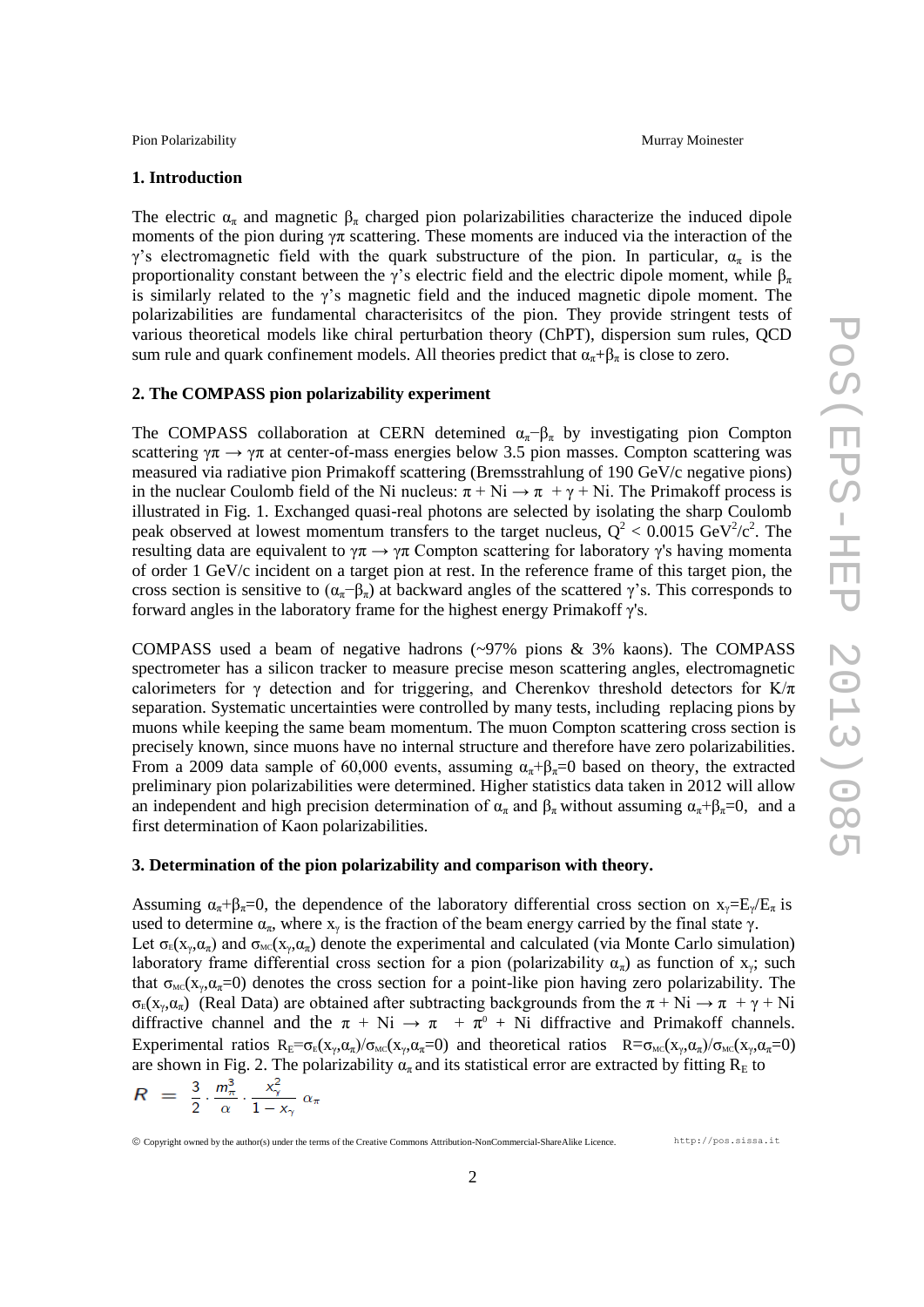## 1. Introduction

The electric $\alpha_\pi$ and magnetic $\beta_\pi$ charged pion polarizabilities characterize the induced dipole moments of the pion during $\gamma\pi$ scattering. These moments are induced via the interaction of the $\gamma$'s electromagnetic field with the quark substructure of the pion. In particular, $\alpha_\pi$ is the proportionality constant between the $\gamma$'s electric field and the electric dipole moment, while $\beta_\pi$ is similarly related to the $\gamma$'s magnetic field and the induced magnetic dipole moment. The polarizabilities are fundamental characterisitcs of the pion. They provide stringent tests of various theoretical models like chiral perturbation theory (ChPT), dispersion sum rules, QCD sum rule and quark confinement models. All theories predict that $\alpha_\pi+\beta_\pi$ is close to zero.

## 2. The COMPASS pion polarizability experiment

The COMPASS collaboration at CERN detemined $\alpha_\pi-\beta_\pi$ by investigating pion Compton scattering $\gamma\pi \rightarrow \gamma\pi$ at center-of-mass energies below 3.5 pion masses. Compton scattering was measured via radiative pion Primakoff scattering (Bremsstrahlung of 190 GeV/c negative pions) in the nuclear Coulomb field of the Ni nucleus: $\pi + \text{Ni} \rightarrow \pi + \gamma + \text{Ni}$. The Primakoff process is illustrated in Fig. 1. Exchanged quasi-real photons are selected by isolating the sharp Coulomb peak observed at lowest momentum transfers to the target nucleus, $Q^2 < 0.0015$ GeV$^2$/c$^2$. The resulting data are equivalent to $\gamma\pi \rightarrow \gamma\pi$ Compton scattering for laboratory $\gamma$'s having momenta of order 1 GeV/c incident on a target pion at rest. In the reference frame of this target pion, the cross section is sensitive to $(\alpha_\pi-\beta_\pi)$ at backward angles of the scattered $\gamma$'s. This corresponds to forward angles in the laboratory frame for the highest energy Primakoff $\gamma$'s.

COMPASS used a beam of negative hadrons (~97% pions & 3% kaons). The COMPASS spectrometer has a silicon tracker to measure precise meson scattering angles, electromagnetic calorimeters for $\gamma$ detection and for triggering, and Cherenkov threshold detectors for K/$\pi$ separation. Systematic uncertainties were controlled by many tests, including replacing pions by muons while keeping the same beam momentum. The muon Compton scattering cross section is precisely known, since muons have no internal structure and therefore have zero polarizabilities. From a 2009 data sample of 60,000 events, assuming $\alpha_\pi+\beta_\pi=0$ based on theory, the extracted preliminary pion polarizabilities were determined. Higher statistics data taken in 2012 will allow an independent and high precision determination of $\alpha_\pi$ and $\beta_\pi$ without assuming $\alpha_\pi+\beta_\pi=0$, and a first determination of Kaon polarizabilities.

## 3. Determination of the pion polarizability and comparison with theory.

Assuming $\alpha_\pi+\beta_\pi=0$, the dependence of the laboratory differential cross section on $x_\gamma=E_\gamma/E_\pi$ is used to determine $\alpha_\pi$, where $x_\gamma$ is the fraction of the beam energy carried by the final state $\gamma$.
Let $\sigma_E(x_\gamma,\alpha_\pi)$ and $\sigma_{MC}(x_\gamma,\alpha_\pi)$ denote the experimental and calculated (via Monte Carlo simulation) laboratory frame differential cross section for a pion (polarizability $\alpha_\pi$) as function of $x_\gamma$; such that $\sigma_{MC}(x_\gamma,\alpha_\pi=0)$ denotes the cross section for a point-like pion having zero polarizability. The $\sigma_E(x_\gamma,\alpha_\pi)$ (Real Data) are obtained after subtracting backgrounds from the $\pi + \text{Ni} \rightarrow \pi + \gamma + \text{Ni}$ diffractive channel and the $\pi + \text{Ni} \rightarrow \pi + \pi^0 + \text{Ni}$ diffractive and Primakoff channels. Experimental ratios $R_E=\sigma_E(x_\gamma,\alpha_\pi)/\sigma_{MC}(x_\gamma,\alpha_\pi=0)$ and theoretical ratios $R=\sigma_{MC}(x_\gamma,\alpha_\pi)/\sigma_{MC}(x_\gamma,\alpha_\pi=0)$ are shown in Fig. 2. The polarizability $\alpha_\pi$ and its statistical error are extracted by fitting $R_E$ to

$$R = \frac{3}{2} \cdot \frac{m_\pi^3}{\alpha} \cdot \frac{x_\gamma^2}{1-x_\gamma}\, \alpha_\pi$$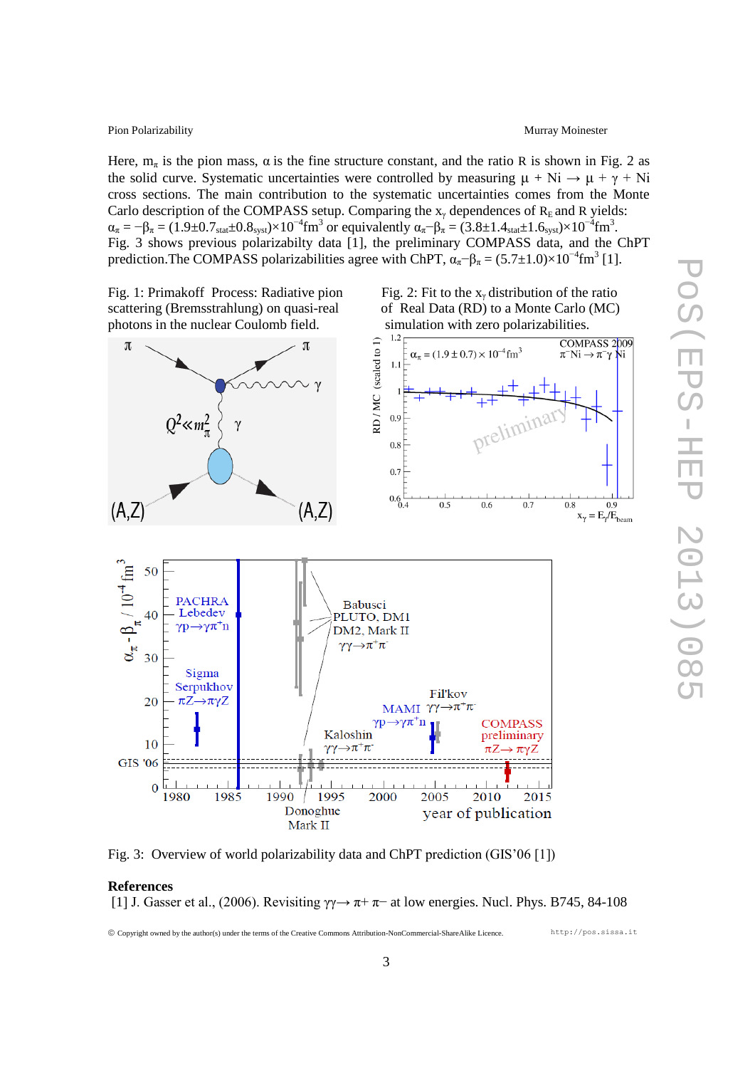Here, $m_\pi$ is the pion mass, $\alpha$ is the fine structure constant, and the ratio R is shown in Fig. 2 as the solid curve. Systematic uncertainties were controlled by measuring $\mu$ + Ni $\rightarrow$ $\mu$ + $\gamma$ + Ni cross sections. The main contribution to the systematic uncertainties comes from the Monte Carlo description of the COMPASS setup. Comparing the $x_\gamma$ dependences of $R_E$ and R yields: $\alpha_\pi = -\beta_\pi = (1.9\pm0.7_{stat}\pm0.8_{syst})\times10^{-4}\mathrm{fm}^3$ or equivalently $\alpha_\pi-\beta_\pi = (3.8\pm1.4_{stat}\pm1.6_{syst})\times10^{-4}\mathrm{fm}^3$. Fig. 3 shows previous polarizabilty data [1], the preliminary COMPASS data, and the ChPT prediction.The COMPASS polarizabilities agree with ChPT, $\alpha_\pi-\beta_\pi = (5.7\pm1.0)\times10^{-4}\mathrm{fm}^3$ [1].

Fig. 1: Primakoff Process: Radiative pion scattering (Bremsstrahlung) on quasi-real photons in the nuclear Coulomb field.

π
π
γ
$Q^2 \ll m_\pi^2$
γ
(A,Z)
(A,Z)

Fig. 2: Fit to the $x_\gamma$ distribution of the ratio of Real Data (RD) to a Monte Carlo (MC) simulation with zero polarizabilities.

RD / MC (scaled to 1)
$\alpha_\pi = (1.9 \pm 0.7)\times 10^{-4}\,\mathrm{fm}^3$
COMPASS 2009
$\pi^-\mathrm{Ni} \rightarrow \pi^-\gamma\,\mathrm{Ni}$
preliminary
1.2
1.1
1
0.9
0.8
0.7
0.6
0.4
0.5
0.6
0.7
0.8
0.9
$x_\gamma = E_\gamma/E_{beam}$

$\alpha_\pi - \beta_\pi$ / $10^{-4}\,\mathrm{fm}^3$
50
40
30
20
10
GIS '06
0
1980
1985
1990
1995
2000
2005
2010
2015
year of publication
PACHRA
Lebedev
$\gamma p \rightarrow \gamma\pi^+ n$
Sigma
Serpukhov
$\pi Z \rightarrow \pi\gamma Z$
Babusci
PLUTO, DM1
DM2, Mark II
$\gamma\gamma \rightarrow \pi^+\pi^-$
Kaloshin
$\gamma\gamma \rightarrow \pi^+\pi^-$
Donoghue
Mark II
MAMI
$\gamma p \rightarrow \gamma\pi^+ n$
Fil'kov
$\gamma\gamma \rightarrow \pi^+\pi^-$
COMPASS
preliminary
$\pi Z \rightarrow \pi\gamma Z$

Fig. 3: Overview of world polarizability data and ChPT prediction (GIS'06 [1])

**References**

[1] J. Gasser et al., (2006). Revisiting $\gamma\gamma\rightarrow \pi+ \pi-$ at low energies. Nucl. Phys. B745, 84-108